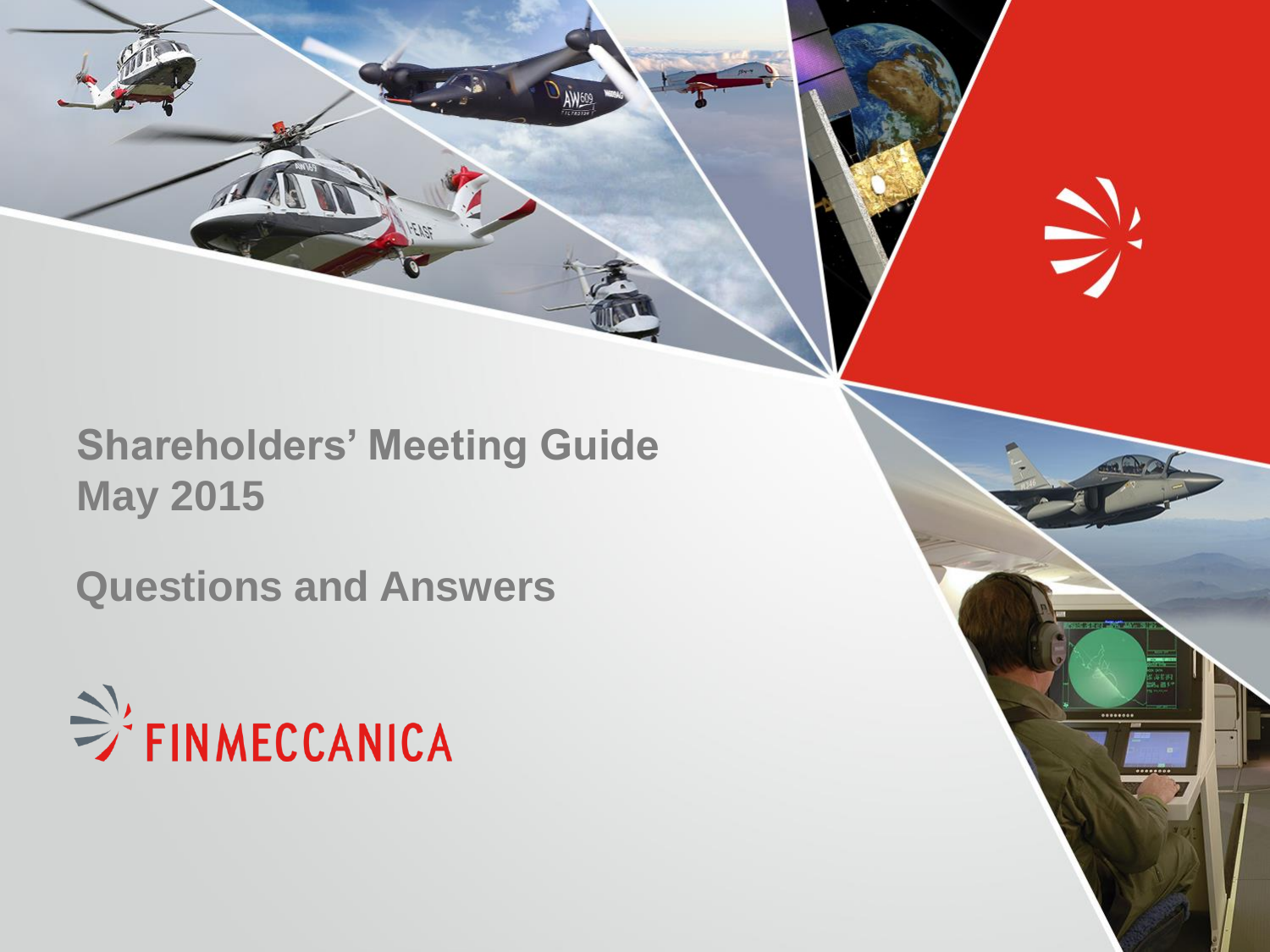# Shareholders' Meeting Guide May 2015

## Questions and Answers

FINMECCANICA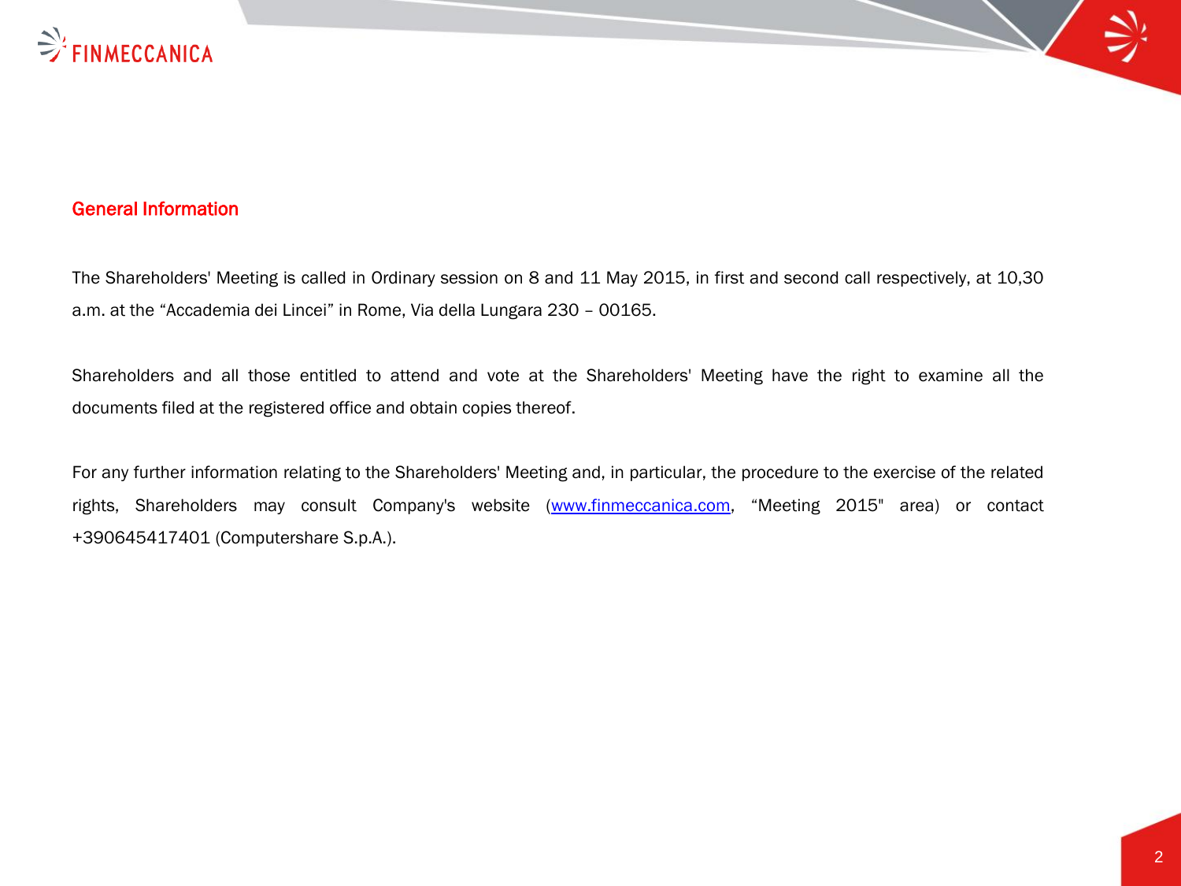## General Information

The Shareholders' Meeting is called in Ordinary session on 8 and 11 May 2015, in first and second call respectively, at 10,30 a.m. at the "Accademia dei Lincei" in Rome, Via della Lungara 230 – 00165.

Shareholders and all those entitled to attend and vote at the Shareholders' Meeting have the right to examine all the documents filed at the registered office and obtain copies thereof.

For any further information relating to the Shareholders' Meeting and, in particular, the procedure to the exercise of the related rights, Shareholders may consult Company's website (www.finmeccanica.com, "Meeting 2015" area) or contact +390645417401 (Computershare S.p.A.).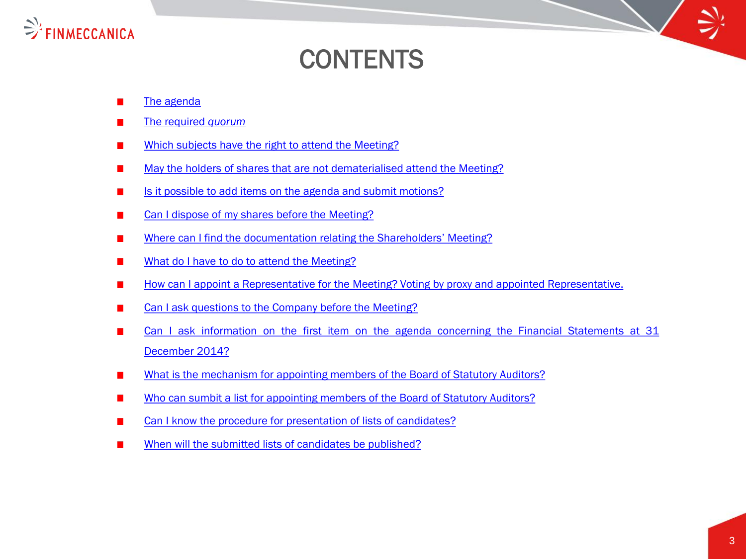# CONTENTS

- The agenda
- The required *quorum*
- Which subjects have the right to attend the Meeting?
- May the holders of shares that are not dematerialised attend the Meeting?
- Is it possible to add items on the agenda and submit motions?
- Can I dispose of my shares before the Meeting?
- Where can I find the documentation relating the Shareholders' Meeting?
- What do I have to do to attend the Meeting?
- How can I appoint a Representative for the Meeting? Voting by proxy and appointed Representative.
- Can I ask questions to the Company before the Meeting?
- Can I ask information on the first item on the agenda concerning the Financial Statements at 31 December 2014?
- What is the mechanism for appointing members of the Board of Statutory Auditors?
- Who can sumbit a list for appointing members of the Board of Statutory Auditors?
- Can I know the procedure for presentation of lists of candidates?
- When will the submitted lists of candidates be published?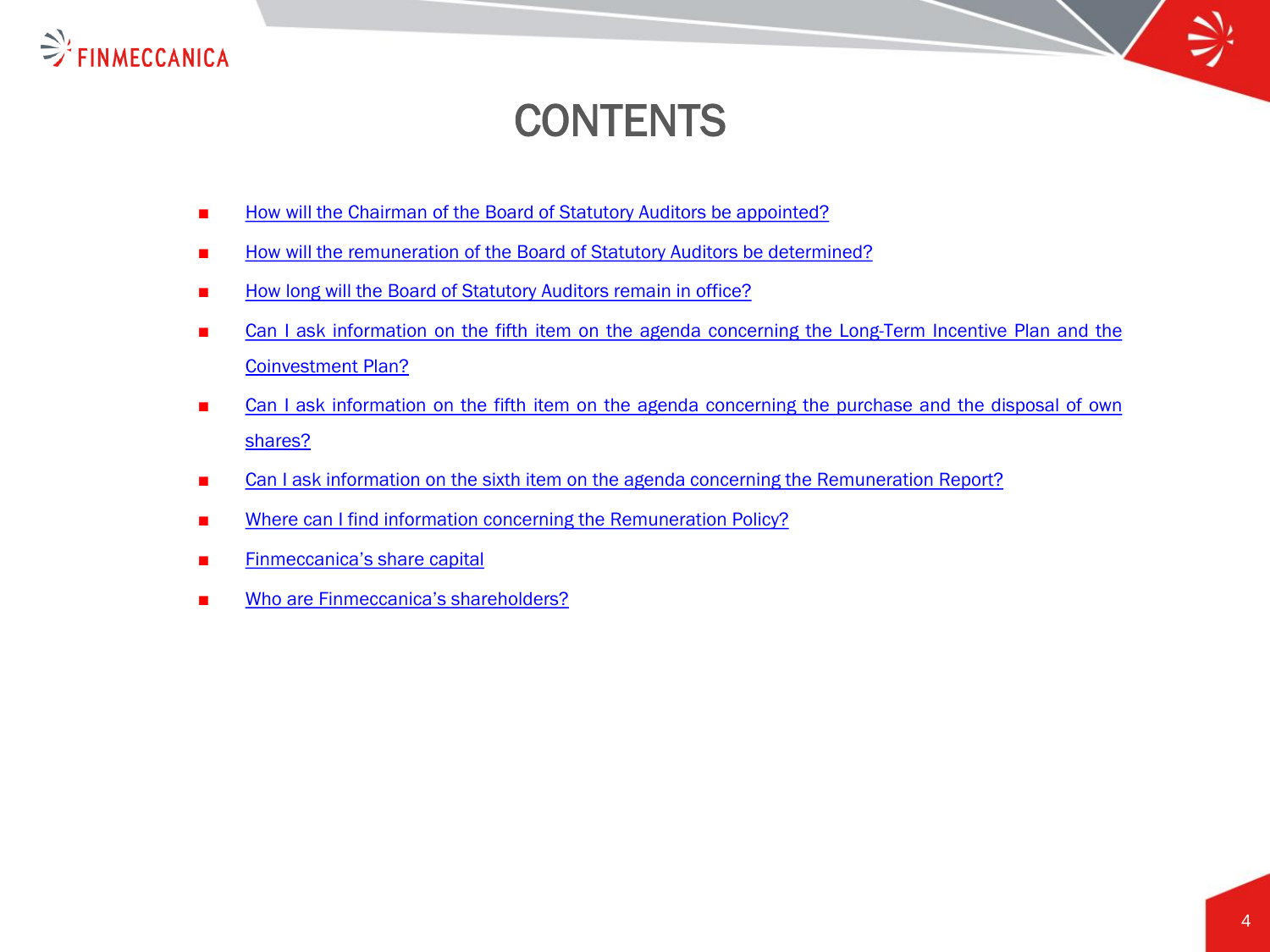# CONTENTS

- How will the Chairman of the Board of Statutory Auditors be appointed?
- How will the remuneration of the Board of Statutory Auditors be determined?
- How long will the Board of Statutory Auditors remain in office?
- Can I ask information on the fifth item on the agenda concerning the Long-Term Incentive Plan and the Coinvestment Plan?
- Can I ask information on the fifth item on the agenda concerning the purchase and the disposal of own shares?
- Can I ask information on the sixth item on the agenda concerning the Remuneration Report?
- Where can I find information concerning the Remuneration Policy?
- Finmeccanica's share capital
- Who are Finmeccanica's shareholders?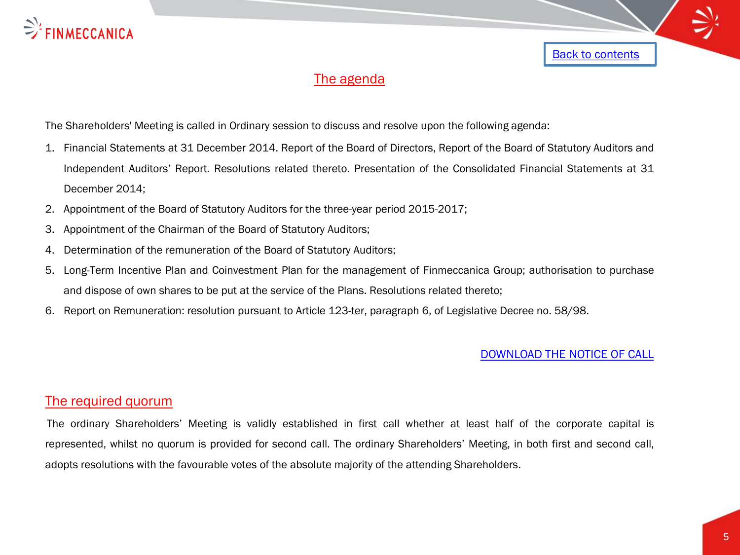Back to contents

## The agenda

The Shareholders' Meeting is called in Ordinary session to discuss and resolve upon the following agenda:

1. Financial Statements at 31 December 2014. Report of the Board of Directors, Report of the Board of Statutory Auditors and Independent Auditors' Report. Resolutions related thereto. Presentation of the Consolidated Financial Statements at 31 December 2014;
2. Appointment of the Board of Statutory Auditors for the three-year period 2015-2017;
3. Appointment of the Chairman of the Board of Statutory Auditors;
4. Determination of the remuneration of the Board of Statutory Auditors;
5. Long-Term Incentive Plan and Coinvestment Plan for the management of Finmeccanica Group; authorisation to purchase and dispose of own shares to be put at the service of the Plans. Resolutions related thereto;
6. Report on Remuneration: resolution pursuant to Article 123-ter, paragraph 6, of Legislative Decree no. 58/98.

DOWNLOAD THE NOTICE OF CALL

## The required quorum

The ordinary Shareholders' Meeting is validly established in first call whether at least half of the corporate capital is represented, whilst no quorum is provided for second call. The ordinary Shareholders' Meeting, in both first and second call, adopts resolutions with the favourable votes of the absolute majority of the attending Shareholders.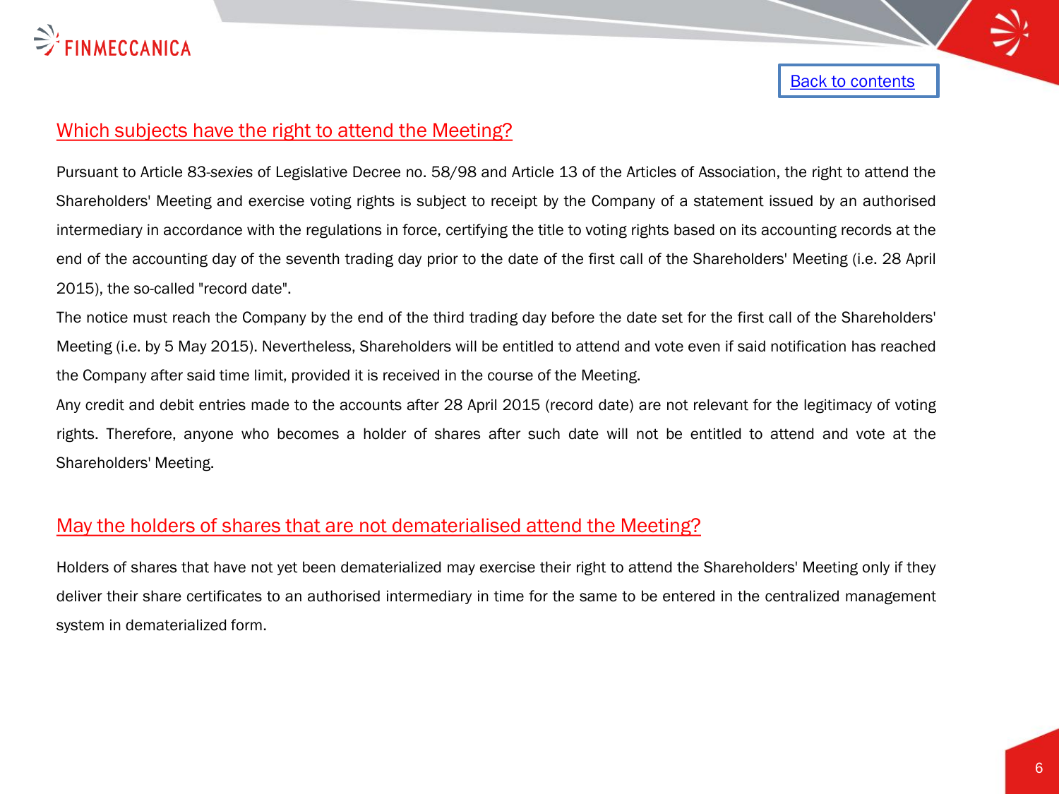[Back to contents]

## Which subjects have the right to attend the Meeting?

Pursuant to Article 83-*sexies* of Legislative Decree no. 58/98 and Article 13 of the Articles of Association, the right to attend the Shareholders' Meeting and exercise voting rights is subject to receipt by the Company of a statement issued by an authorised intermediary in accordance with the regulations in force, certifying the title to voting rights based on its accounting records at the end of the accounting day of the seventh trading day prior to the date of the first call of the Shareholders' Meeting (i.e. 28 April 2015), the so-called "record date".

The notice must reach the Company by the end of the third trading day before the date set for the first call of the Shareholders' Meeting (i.e. by 5 May 2015). Nevertheless, Shareholders will be entitled to attend and vote even if said notification has reached the Company after said time limit, provided it is received in the course of the Meeting.

Any credit and debit entries made to the accounts after 28 April 2015 (record date) are not relevant for the legitimacy of voting rights. Therefore, anyone who becomes a holder of shares after such date will not be entitled to attend and vote at the Shareholders' Meeting.

## May the holders of shares that are not dematerialised attend the Meeting?

Holders of shares that have not yet been dematerialized may exercise their right to attend the Shareholders' Meeting only if they deliver their share certificates to an authorised intermediary in time for the same to be entered in the centralized management system in dematerialized form.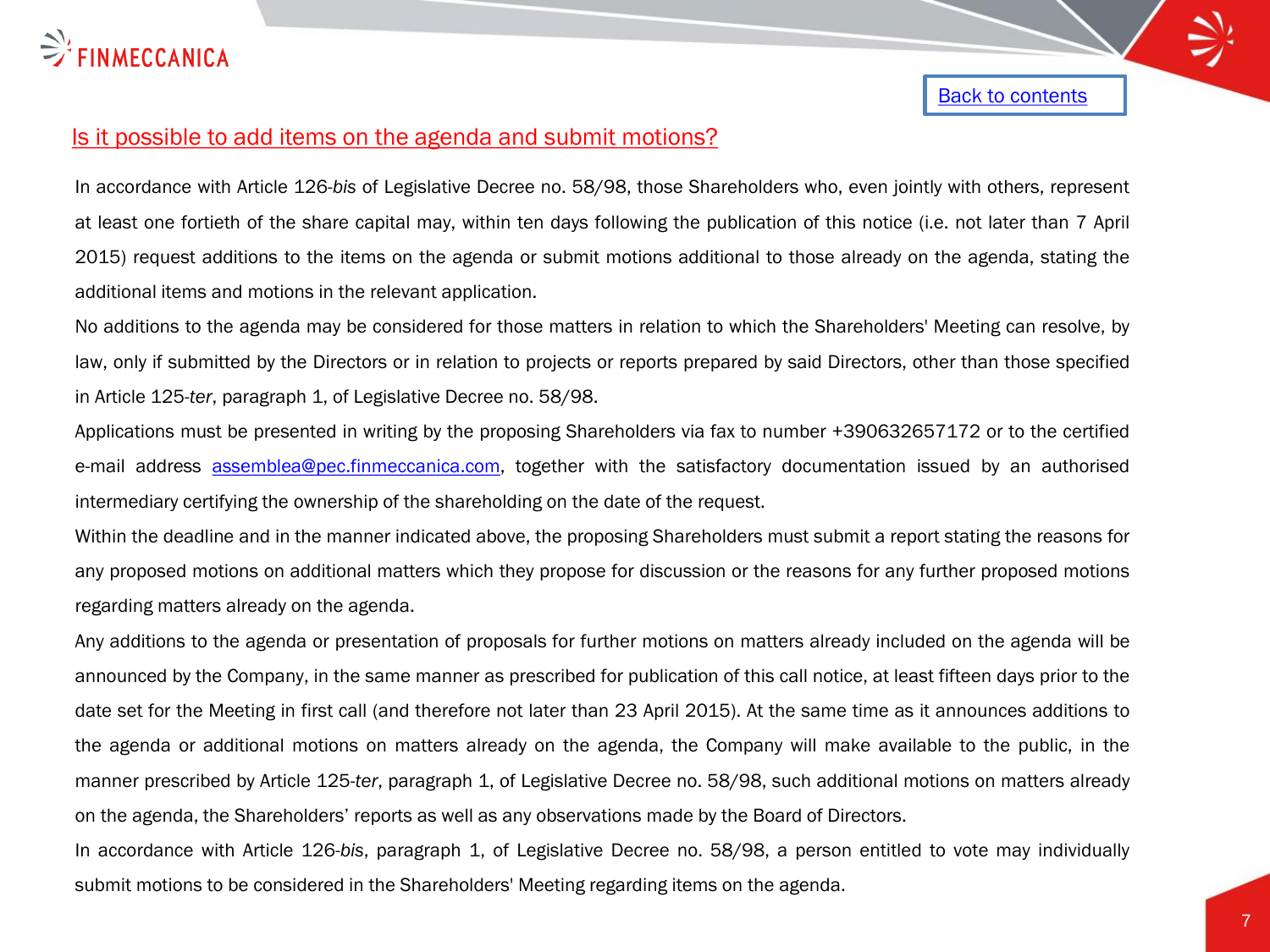## Is it possible to add items on the agenda and submit motions?

In accordance with Article 126-*bis* of Legislative Decree no. 58/98, those Shareholders who, even jointly with others, represent at least one fortieth of the share capital may, within ten days following the publication of this notice (i.e. not later than 7 April 2015) request additions to the items on the agenda or submit motions additional to those already on the agenda, stating the additional items and motions in the relevant application.

No additions to the agenda may be considered for those matters in relation to which the Shareholders' Meeting can resolve, by law, only if submitted by the Directors or in relation to projects or reports prepared by said Directors, other than those specified in Article 125-*ter*, paragraph 1, of Legislative Decree no. 58/98.

Applications must be presented in writing by the proposing Shareholders via fax to number +390632657172 or to the certified e-mail address assemblea@pec.finmeccanica.com, together with the satisfactory documentation issued by an authorised intermediary certifying the ownership of the shareholding on the date of the request.

Within the deadline and in the manner indicated above, the proposing Shareholders must submit a report stating the reasons for any proposed motions on additional matters which they propose for discussion or the reasons for any further proposed motions regarding matters already on the agenda.

Any additions to the agenda or presentation of proposals for further motions on matters already included on the agenda will be announced by the Company, in the same manner as prescribed for publication of this call notice, at least fifteen days prior to the date set for the Meeting in first call (and therefore not later than 23 April 2015). At the same time as it announces additions to the agenda or additional motions on matters already on the agenda, the Company will make available to the public, in the manner prescribed by Article 125-*ter*, paragraph 1, of Legislative Decree no. 58/98, such additional motions on matters already on the agenda, the Shareholders' reports as well as any observations made by the Board of Directors.

In accordance with Article 126-*bis*, paragraph 1, of Legislative Decree no. 58/98, a person entitled to vote may individually submit motions to be considered in the Shareholders' Meeting regarding items on the agenda.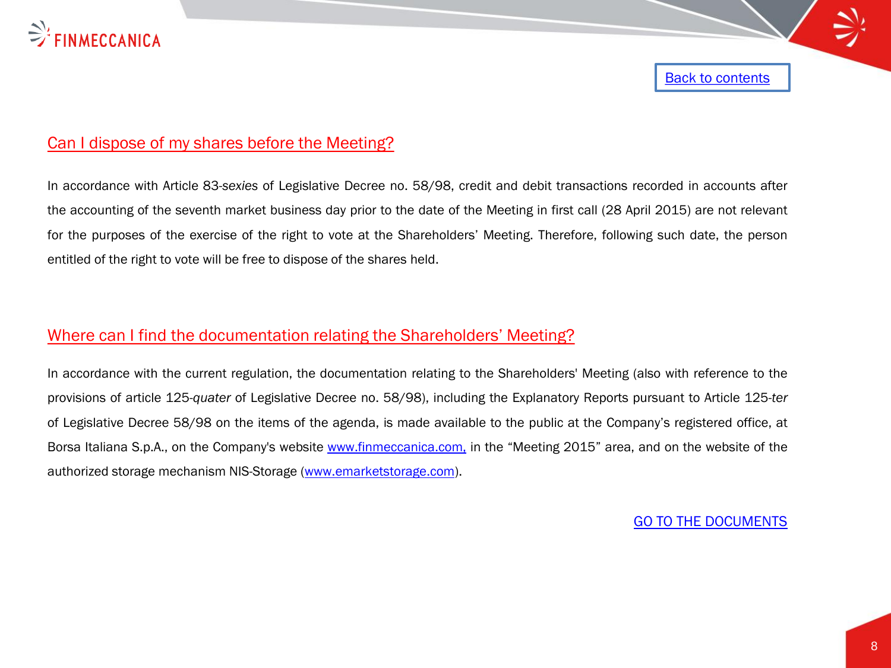Back to contents

## Can I dispose of my shares before the Meeting?

In accordance with Article 83-*sexies* of Legislative Decree no. 58/98, credit and debit transactions recorded in accounts after the accounting of the seventh market business day prior to the date of the Meeting in first call (28 April 2015) are not relevant for the purposes of the exercise of the right to vote at the Shareholders' Meeting. Therefore, following such date, the person entitled of the right to vote will be free to dispose of the shares held.

## Where can I find the documentation relating the Shareholders' Meeting?

In accordance with the current regulation, the documentation relating to the Shareholders' Meeting (also with reference to the provisions of article 125-*quater* of Legislative Decree no. 58/98), including the Explanatory Reports pursuant to Article 125-*ter* of Legislative Decree 58/98 on the items of the agenda, is made available to the public at the Company's registered office, at Borsa Italiana S.p.A., on the Company's website www.finmeccanica.com, in the "Meeting 2015" area, and on the website of the authorized storage mechanism NIS-Storage (www.emarketstorage.com).

GO TO THE DOCUMENTS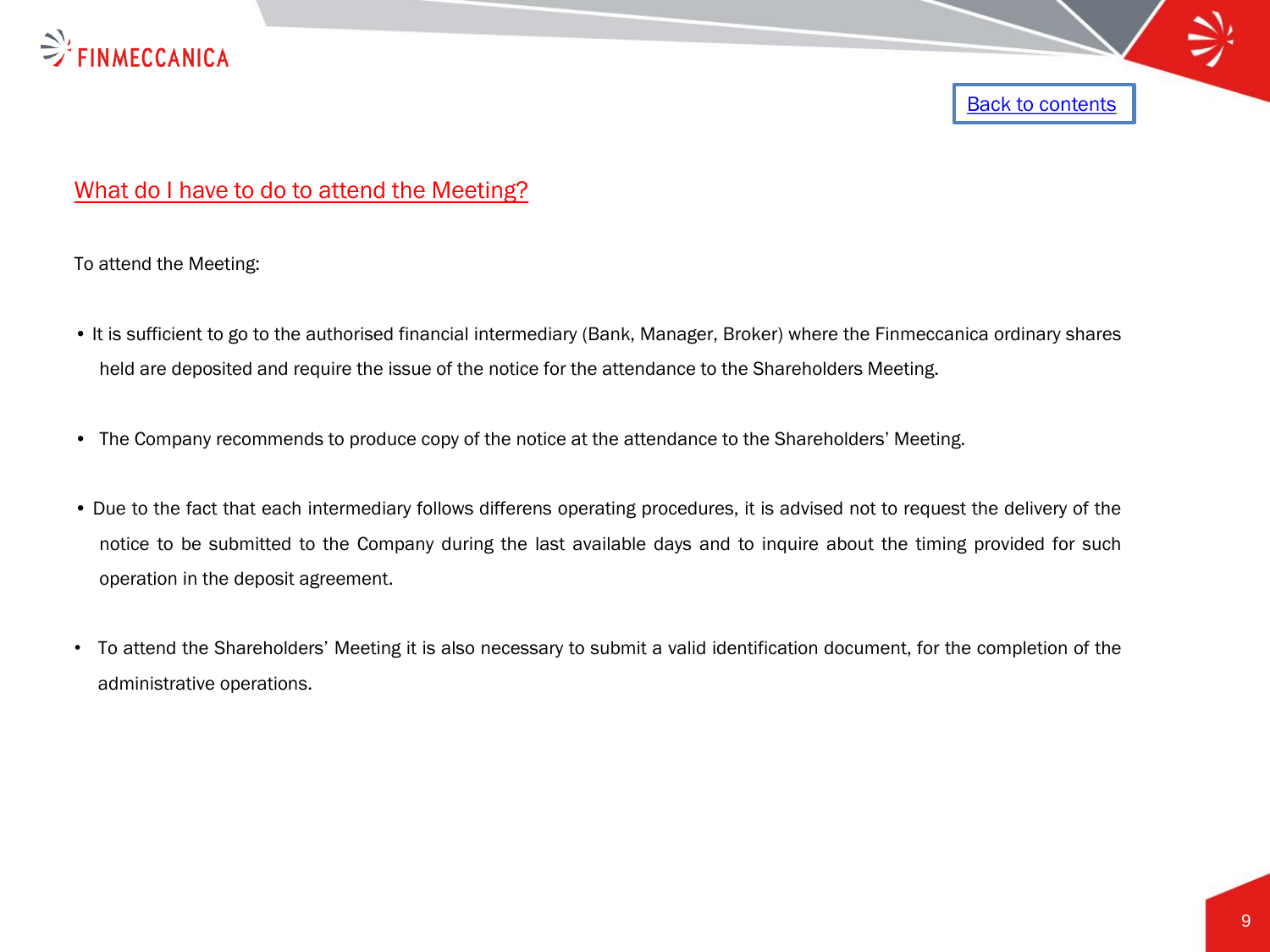Back to contents

## What do I have to do to attend the Meeting?

To attend the Meeting:

- It is sufficient to go to the authorised financial intermediary (Bank, Manager, Broker) where the Finmeccanica ordinary shares held are deposited and require the issue of the notice for the attendance to the Shareholders Meeting.
- The Company recommends to produce copy of the notice at the attendance to the Shareholders' Meeting.
- Due to the fact that each intermediary follows differens operating procedures, it is advised not to request the delivery of the notice to be submitted to the Company during the last available days and to inquire about the timing provided for such operation in the deposit agreement.
- To attend the Shareholders' Meeting it is also necessary to submit a valid identification document, for the completion of the administrative operations.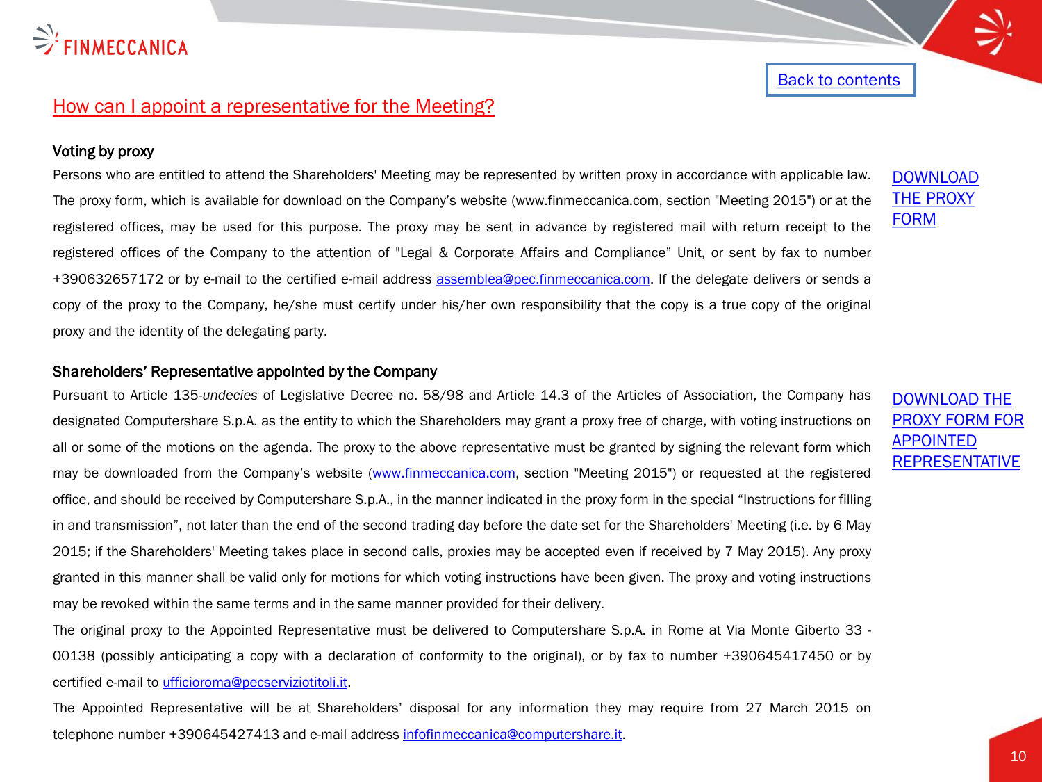Back to contents

## How can I appoint a representative for the Meeting?

### Voting by proxy

Persons who are entitled to attend the Shareholders' Meeting may be represented by written proxy in accordance with applicable law. The proxy form, which is available for download on the Company's website (www.finmeccanica.com, section "Meeting 2015") or at the registered offices, may be used for this purpose. The proxy may be sent in advance by registered mail with return receipt to the registered offices of the Company to the attention of "Legal & Corporate Affairs and Compliance" Unit, or sent by fax to number +390632657172 or by e-mail to the certified e-mail address assemblea@pec.finmeccanica.com. If the delegate delivers or sends a copy of the proxy to the Company, he/she must certify under his/her own responsibility that the copy is a true copy of the original proxy and the identity of the delegating party.

DOWNLOAD THE PROXY FORM

### Shareholders' Representative appointed by the Company

Pursuant to Article 135-*undecies* of Legislative Decree no. 58/98 and Article 14.3 of the Articles of Association, the Company has designated Computershare S.p.A. as the entity to which the Shareholders may grant a proxy free of charge, with voting instructions on all or some of the motions on the agenda. The proxy to the above representative must be granted by signing the relevant form which may be downloaded from the Company's website (www.finmeccanica.com, section "Meeting 2015") or requested at the registered office, and should be received by Computershare S.p.A., in the manner indicated in the proxy form in the special "Instructions for filling in and transmission", not later than the end of the second trading day before the date set for the Shareholders' Meeting (i.e. by 6 May 2015; if the Shareholders' Meeting takes place in second calls, proxies may be accepted even if received by 7 May 2015). Any proxy granted in this manner shall be valid only for motions for which voting instructions have been given. The proxy and voting instructions may be revoked within the same terms and in the same manner provided for their delivery.

The original proxy to the Appointed Representative must be delivered to Computershare S.p.A. in Rome at Via Monte Giberto 33 - 00138 (possibly anticipating a copy with a declaration of conformity to the original), or by fax to number +390645417450 or by certified e-mail to ufficioroma@pecserviziotitoli.it.

The Appointed Representative will be at Shareholders' disposal for any information they may require from 27 March 2015 on telephone number +390645427413 and e-mail address infofinmeccanica@computershare.it.

DOWNLOAD THE PROXY FORM FOR APPOINTED REPRESENTATIVE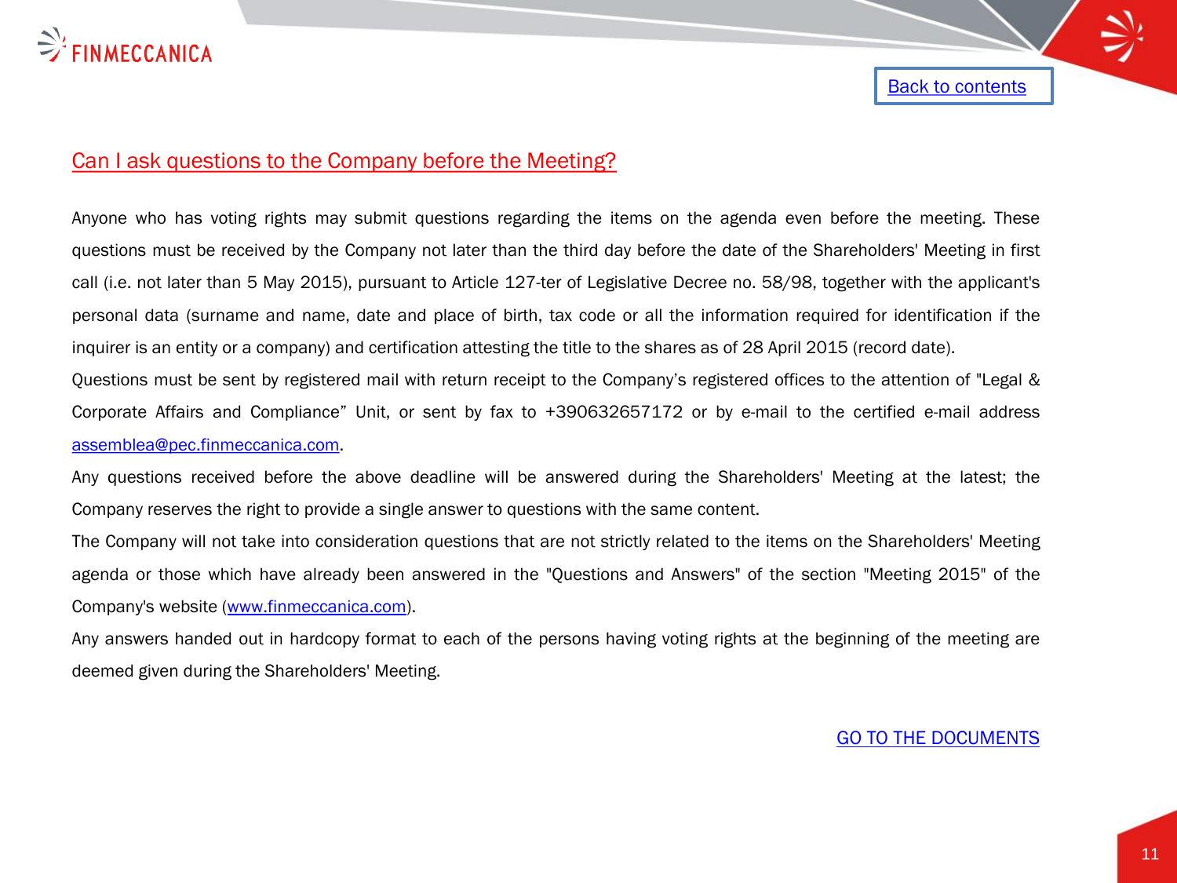[Back to contents]

## Can I ask questions to the Company before the Meeting?

Anyone who has voting rights may submit questions regarding the items on the agenda even before the meeting. These questions must be received by the Company not later than the third day before the date of the Shareholders' Meeting in first call (i.e. not later than 5 May 2015), pursuant to Article 127-ter of Legislative Decree no. 58/98, together with the applicant's personal data (surname and name, date and place of birth, tax code or all the information required for identification if the inquirer is an entity or a company) and certification attesting the title to the shares as of 28 April 2015 (record date).

Questions must be sent by registered mail with return receipt to the Company's registered offices to the attention of "Legal & Corporate Affairs and Compliance" Unit, or sent by fax to +390632657172 or by e-mail to the certified e-mail address assemblea@pec.finmeccanica.com.

Any questions received before the above deadline will be answered during the Shareholders' Meeting at the latest; the Company reserves the right to provide a single answer to questions with the same content.

The Company will not take into consideration questions that are not strictly related to the items on the Shareholders' Meeting agenda or those which have already been answered in the "Questions and Answers" of the section "Meeting 2015" of the Company's website (www.finmeccanica.com).

Any answers handed out in hardcopy format to each of the persons having voting rights at the beginning of the meeting are deemed given during the Shareholders' Meeting.

GO TO THE DOCUMENTS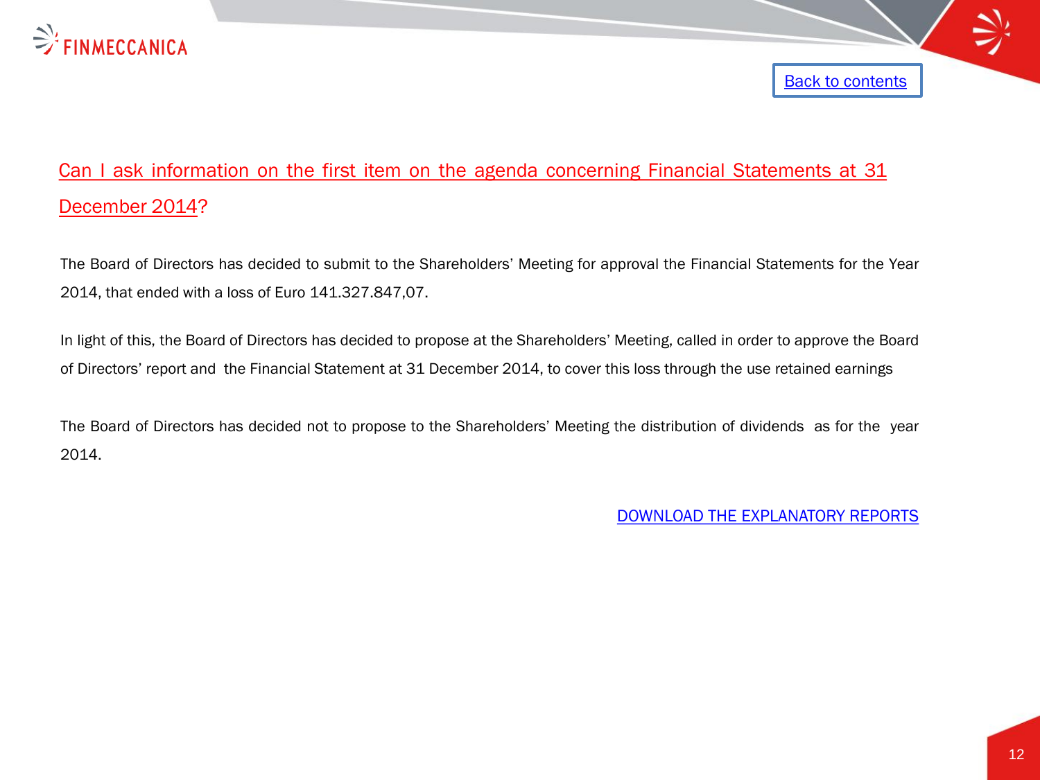[Back to contents]

## Can I ask information on the first item on the agenda concerning Financial Statements at 31 December 2014?

The Board of Directors has decided to submit to the Shareholders' Meeting for approval the Financial Statements for the Year 2014, that ended with a loss of Euro 141.327.847,07.

In light of this, the Board of Directors has decided to propose at the Shareholders' Meeting, called in order to approve the Board of Directors' report and the Financial Statement at 31 December 2014, to cover this loss through the use retained earnings

The Board of Directors has decided not to propose to the Shareholders' Meeting the distribution of dividends as for the year 2014.

DOWNLOAD THE EXPLANATORY REPORTS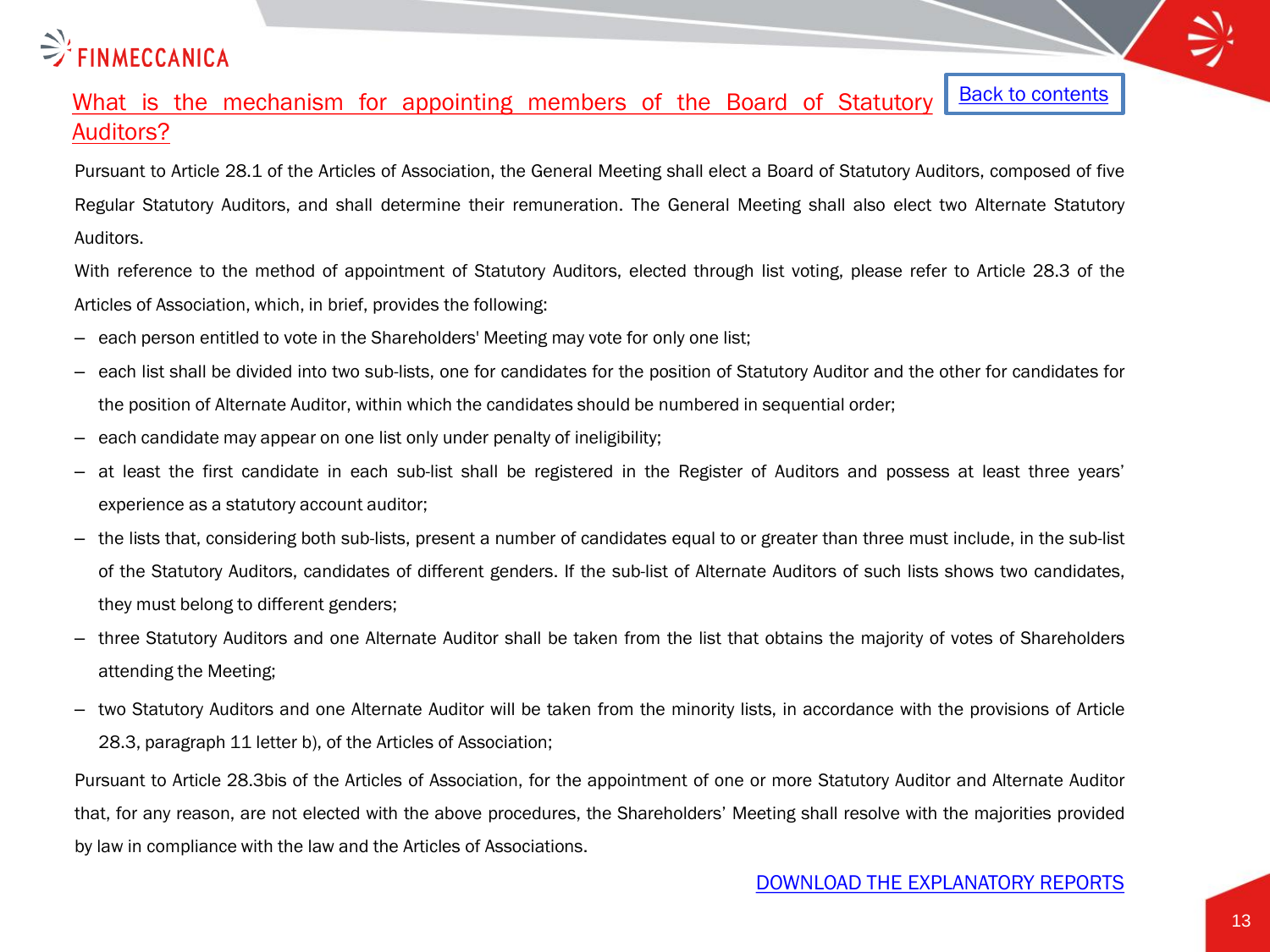## What is the mechanism for appointing members of the Board of Statutory Auditors?

Back to contents

Pursuant to Article 28.1 of the Articles of Association, the General Meeting shall elect a Board of Statutory Auditors, composed of five Regular Statutory Auditors, and shall determine their remuneration. The General Meeting shall also elect two Alternate Statutory Auditors.

With reference to the method of appointment of Statutory Auditors, elected through list voting, please refer to Article 28.3 of the Articles of Association, which, in brief, provides the following:

- each person entitled to vote in the Shareholders' Meeting may vote for only one list;
- each list shall be divided into two sub-lists, one for candidates for the position of Statutory Auditor and the other for candidates for the position of Alternate Auditor, within which the candidates should be numbered in sequential order;
- each candidate may appear on one list only under penalty of ineligibility;
- at least the first candidate in each sub-list shall be registered in the Register of Auditors and possess at least three years' experience as a statutory account auditor;
- the lists that, considering both sub-lists, present a number of candidates equal to or greater than three must include, in the sub-list of the Statutory Auditors, candidates of different genders. If the sub-list of Alternate Auditors of such lists shows two candidates, they must belong to different genders;
- three Statutory Auditors and one Alternate Auditor shall be taken from the list that obtains the majority of votes of Shareholders attending the Meeting;
- two Statutory Auditors and one Alternate Auditor will be taken from the minority lists, in accordance with the provisions of Article 28.3, paragraph 11 letter b), of the Articles of Association;

Pursuant to Article 28.3bis of the Articles of Association, for the appointment of one or more Statutory Auditor and Alternate Auditor that, for any reason, are not elected with the above procedures, the Shareholders' Meeting shall resolve with the majorities provided by law in compliance with the law and the Articles of Associations.

DOWNLOAD THE EXPLANATORY REPORTS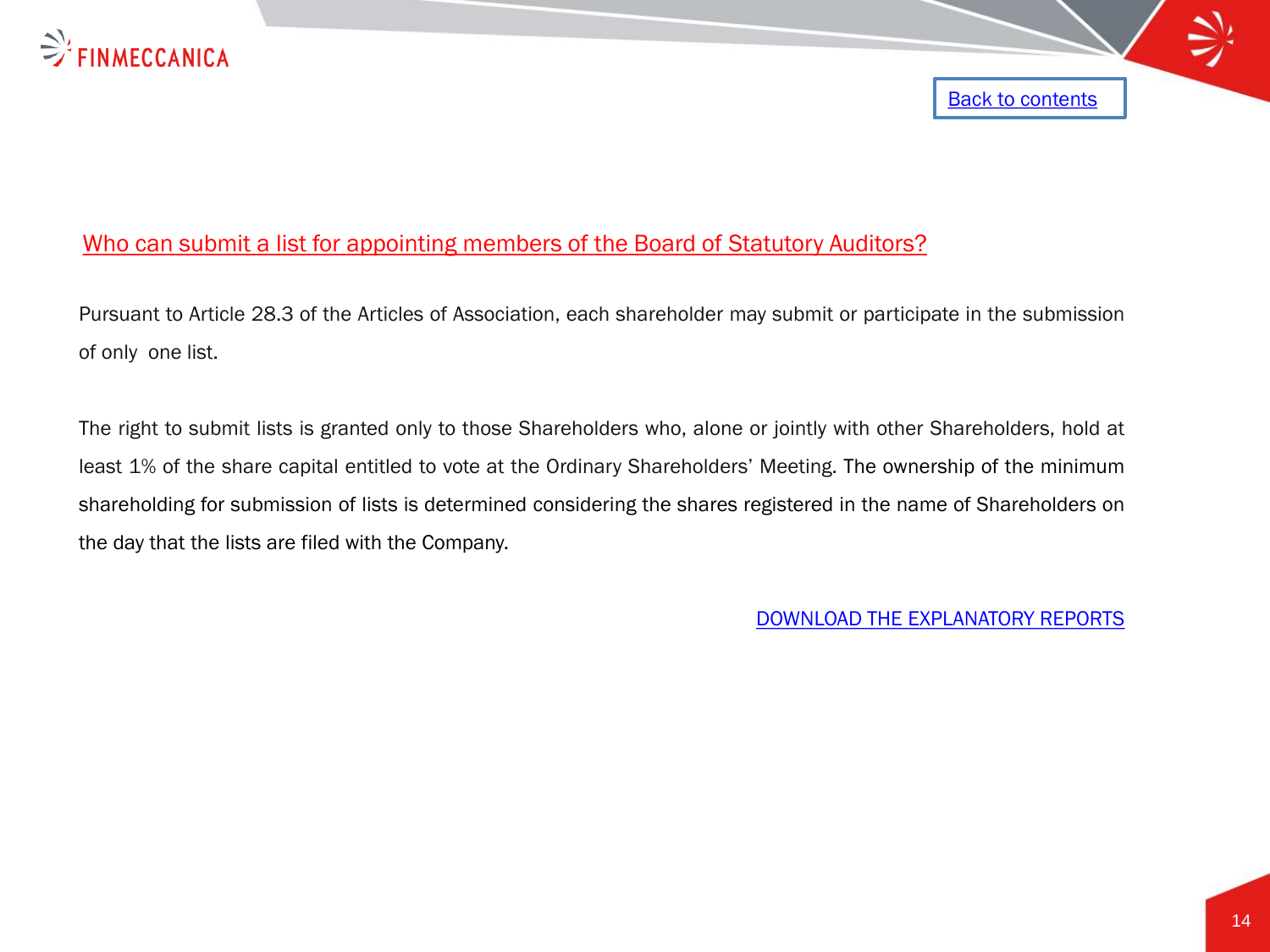Back to contents

## Who can submit a list for appointing members of the Board of Statutory Auditors?

Pursuant to Article 28.3 of the Articles of Association, each shareholder may submit or participate in the submission of only one list.

The right to submit lists is granted only to those Shareholders who, alone or jointly with other Shareholders, hold at least 1% of the share capital entitled to vote at the Ordinary Shareholders' Meeting. The ownership of the minimum shareholding for submission of lists is determined considering the shares registered in the name of Shareholders on the day that the lists are filed with the Company.

DOWNLOAD THE EXPLANATORY REPORTS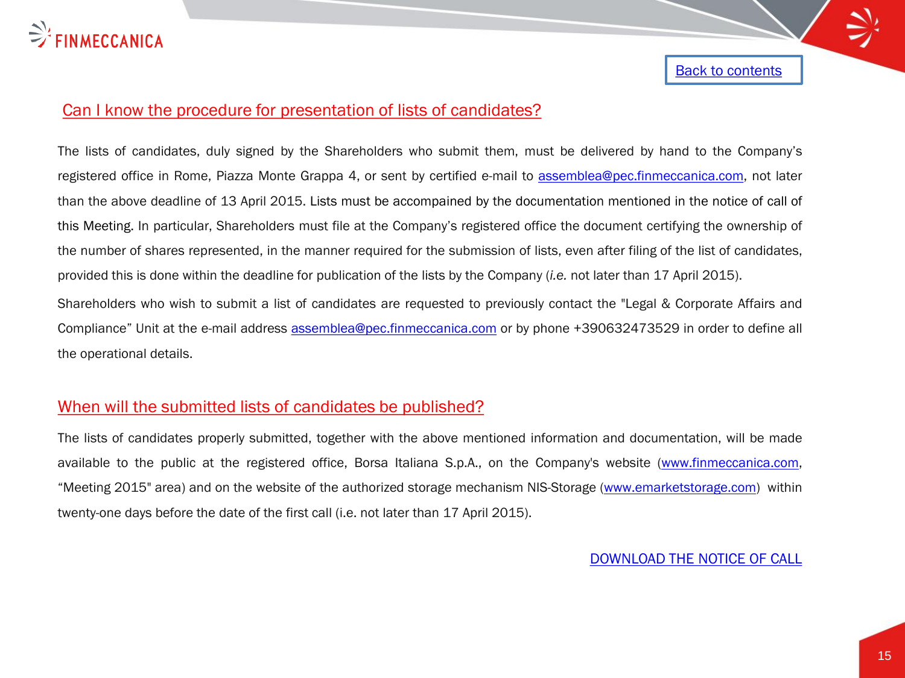Back to contents

## Can I know the procedure for presentation of lists of candidates?

The lists of candidates, duly signed by the Shareholders who submit them, must be delivered by hand to the Company's registered office in Rome, Piazza Monte Grappa 4, or sent by certified e-mail to assemblea@pec.finmeccanica.com, not later than the above deadline of 13 April 2015. Lists must be accompained by the documentation mentioned in the notice of call of this Meeting. In particular, Shareholders must file at the Company's registered office the document certifying the ownership of the number of shares represented, in the manner required for the submission of lists, even after filing of the list of candidates, provided this is done within the deadline for publication of the lists by the Company (*i.e.* not later than 17 April 2015).

Shareholders who wish to submit a list of candidates are requested to previously contact the "Legal & Corporate Affairs and Compliance" Unit at the e-mail address assemblea@pec.finmeccanica.com or by phone +390632473529 in order to define all the operational details.

## When will the submitted lists of candidates be published?

The lists of candidates properly submitted, together with the above mentioned information and documentation, will be made available to the public at the registered office, Borsa Italiana S.p.A., on the Company's website (www.finmeccanica.com, "Meeting 2015" area) and on the website of the authorized storage mechanism NIS-Storage (www.emarketstorage.com) within twenty-one days before the date of the first call (i.e. not later than 17 April 2015).

DOWNLOAD THE NOTICE OF CALL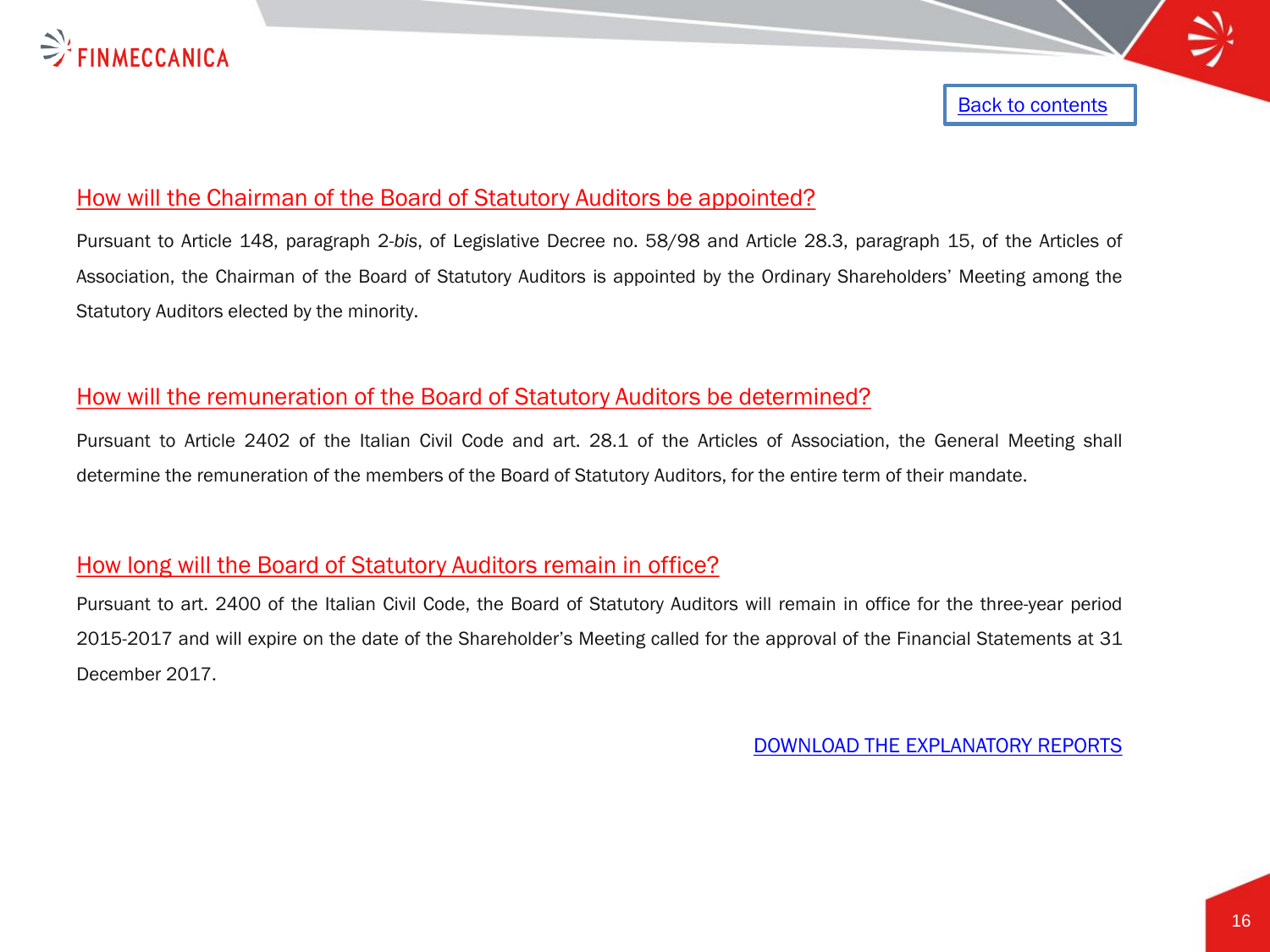Back to contents

## How will the Chairman of the Board of Statutory Auditors be appointed?

Pursuant to Article 148, paragraph 2-*bis*, of Legislative Decree no. 58/98 and Article 28.3, paragraph 15, of the Articles of Association, the Chairman of the Board of Statutory Auditors is appointed by the Ordinary Shareholders' Meeting among the Statutory Auditors elected by the minority.

## How will the remuneration of the Board of Statutory Auditors be determined?

Pursuant to Article 2402 of the Italian Civil Code and art. 28.1 of the Articles of Association, the General Meeting shall determine the remuneration of the members of the Board of Statutory Auditors, for the entire term of their mandate.

## How long will the Board of Statutory Auditors remain in office?

Pursuant to art. 2400 of the Italian Civil Code, the Board of Statutory Auditors will remain in office for the three-year period 2015-2017 and will expire on the date of the Shareholder's Meeting called for the approval of the Financial Statements at 31 December 2017.

DOWNLOAD THE EXPLANATORY REPORTS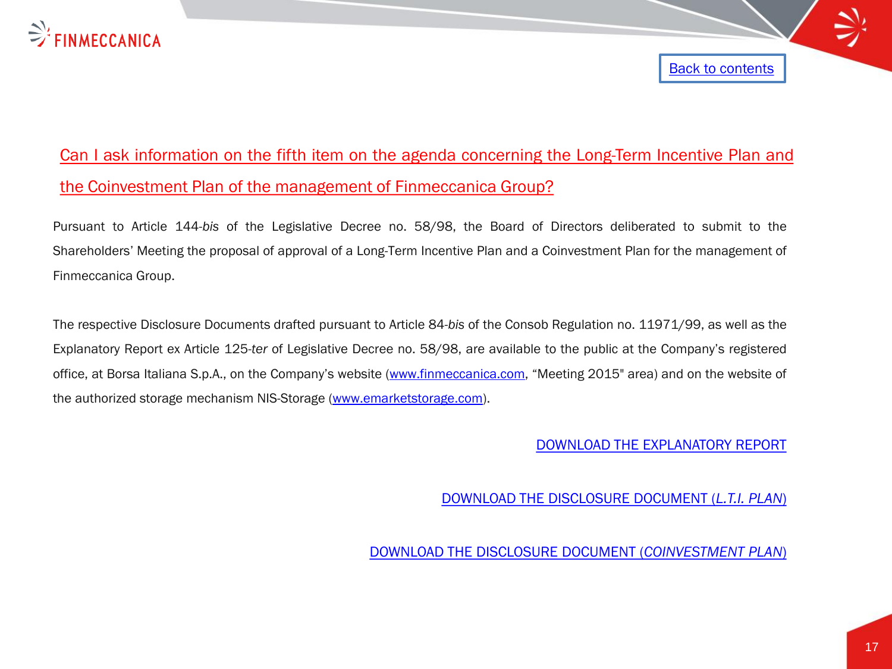[Back to contents]

## Can I ask information on the fifth item on the agenda concerning the Long-Term Incentive Plan and the Coinvestment Plan of the management of Finmeccanica Group?

Pursuant to Article 144-*bis* of the Legislative Decree no. 58/98, the Board of Directors deliberated to submit to the Shareholders' Meeting the proposal of approval of a Long-Term Incentive Plan and a Coinvestment Plan for the management of Finmeccanica Group.

The respective Disclosure Documents drafted pursuant to Article 84-*bis* of the Consob Regulation no. 11971/99, as well as the Explanatory Report ex Article 125-*ter* of Legislative Decree no. 58/98, are available to the public at the Company's registered office, at Borsa Italiana S.p.A., on the Company's website (www.finmeccanica.com, "Meeting 2015" area) and on the website of the authorized storage mechanism NIS-Storage (www.emarketstorage.com).

DOWNLOAD THE EXPLANATORY REPORT

DOWNLOAD THE DISCLOSURE DOCUMENT (*L.T.I. PLAN*)

DOWNLOAD THE DISCLOSURE DOCUMENT (*COINVESTMENT PLAN*)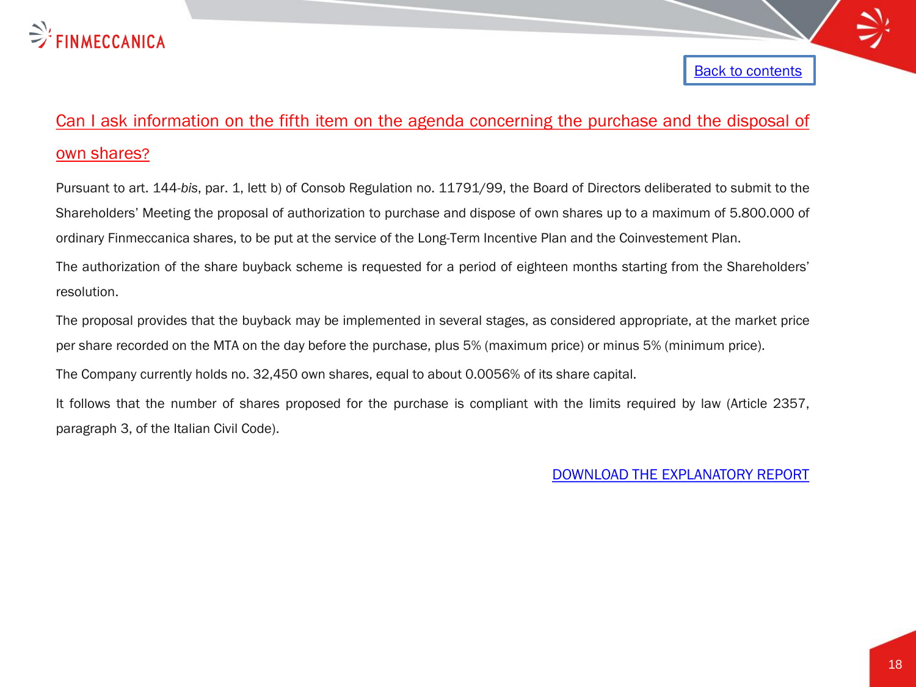[Back to contents](#)

## Can I ask information on the fifth item on the agenda concerning the purchase and the disposal of own shares?

Pursuant to art. 144-*bis*, par. 1, lett b) of Consob Regulation no. 11791/99, the Board of Directors deliberated to submit to the Shareholders' Meeting the proposal of authorization to purchase and dispose of own shares up to a maximum of 5.800.000 of ordinary Finmeccanica shares, to be put at the service of the Long-Term Incentive Plan and the Coinvestement Plan.

The authorization of the share buyback scheme is requested for a period of eighteen months starting from the Shareholders' resolution.

The proposal provides that the buyback may be implemented in several stages, as considered appropriate, at the market price per share recorded on the MTA on the day before the purchase, plus 5% (maximum price) or minus 5% (minimum price).

The Company currently holds no. 32,450 own shares, equal to about 0.0056% of its share capital.

It follows that the number of shares proposed for the purchase is compliant with the limits required by law (Article 2357, paragraph 3, of the Italian Civil Code).

[DOWNLOAD THE EXPLANATORY REPORT](#)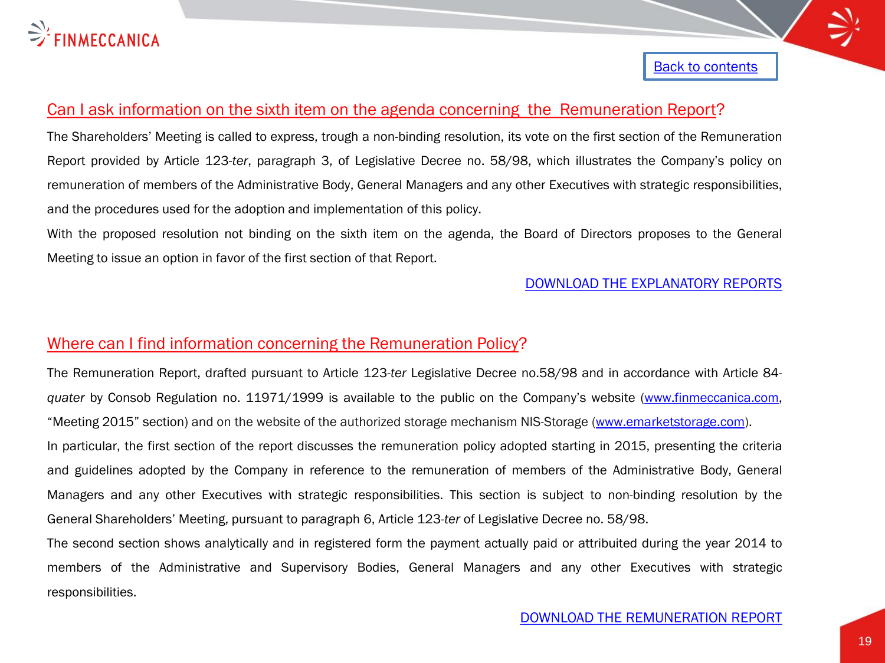[Back to contents]

## Can I ask information on the sixth item on the agenda concerning the Remuneration Report?

The Shareholders' Meeting is called to express, trough a non-binding resolution, its vote on the first section of the Remuneration Report provided by Article 123-*ter*, paragraph 3, of Legislative Decree no. 58/98, which illustrates the Company's policy on remuneration of members of the Administrative Body, General Managers and any other Executives with strategic responsibilities, and the procedures used for the adoption and implementation of this policy.

With the proposed resolution not binding on the sixth item on the agenda, the Board of Directors proposes to the General Meeting to issue an option in favor of the first section of that Report.

DOWNLOAD THE EXPLANATORY REPORTS

## Where can I find information concerning the Remuneration Policy?

The Remuneration Report, drafted pursuant to Article 123-*ter* Legislative Decree no.58/98 and in accordance with Article 84-*quater* by Consob Regulation no. 11971/1999 is available to the public on the Company's website (www.finmeccanica.com, "Meeting 2015" section) and on the website of the authorized storage mechanism NIS-Storage (www.emarketstorage.com).

In particular, the first section of the report discusses the remuneration policy adopted starting in 2015, presenting the criteria and guidelines adopted by the Company in reference to the remuneration of members of the Administrative Body, General Managers and any other Executives with strategic responsibilities. This section is subject to non-binding resolution by the General Shareholders' Meeting, pursuant to paragraph 6, Article 123-*ter* of Legislative Decree no. 58/98.

The second section shows analytically and in registered form the payment actually paid or attribuited during the year 2014 to members of the Administrative and Supervisory Bodies, General Managers and any other Executives with strategic responsibilities.

DOWNLOAD THE REMUNERATION REPORT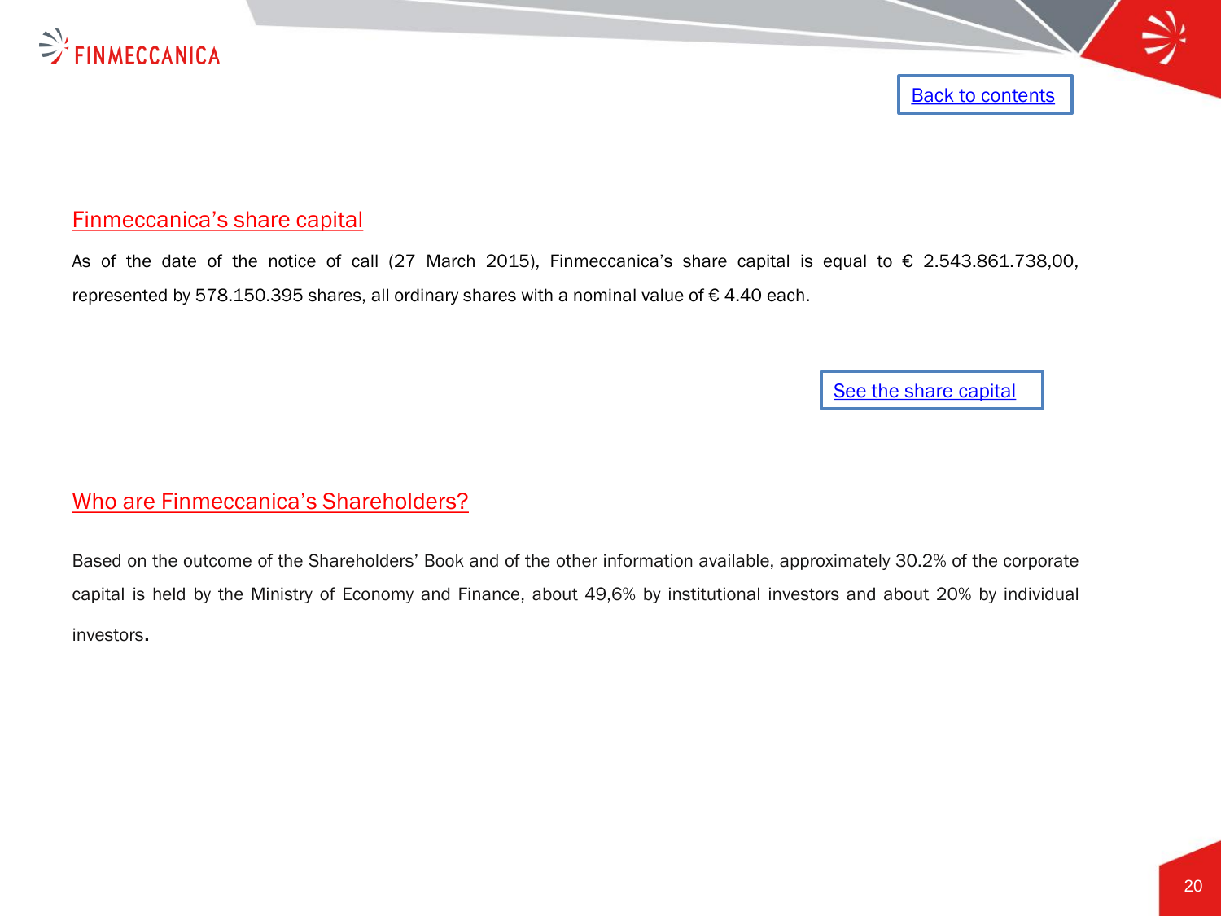Back to contents

## Finmeccanica's share capital

As of the date of the notice of call (27 March 2015), Finmeccanica's share capital is equal to € 2.543.861.738,00, represented by 578.150.395 shares, all ordinary shares with a nominal value of € 4.40 each.

See the share capital

## Who are Finmeccanica's Shareholders?

Based on the outcome of the Shareholders' Book and of the other information available, approximately 30.2% of the corporate capital is held by the Ministry of Economy and Finance, about 49,6% by institutional investors and about 20% by individual investors.